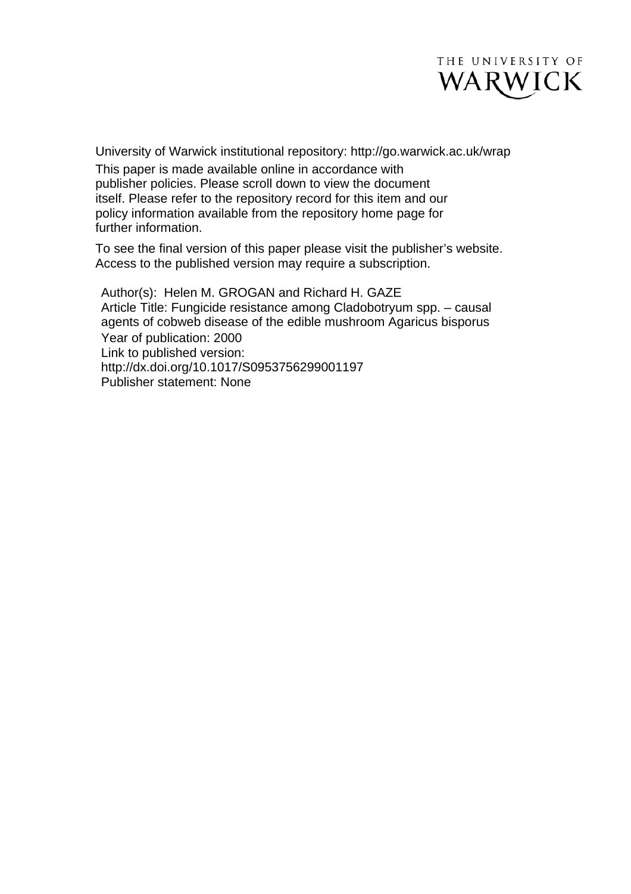THE UNIVERSITY OF WARWICK

University of Warwick institutional repository: http://go.warwick.ac.uk/wrap

This paper is made available online in accordance with publisher policies. Please scroll down to view the document itself. Please refer to the repository record for this item and our policy information available from the repository home page for further information.

To see the final version of this paper please visit the publisher's website. Access to the published version may require a subscription.

Author(s): Helen M. GROGAN and Richard H. GAZE
Article Title: Fungicide resistance among Cladobotryum spp. – causal agents of cobweb disease of the edible mushroom Agaricus bisporus
Year of publication: 2000
Link to published version:
http://dx.doi.org/10.1017/S0953756299001197
Publisher statement: None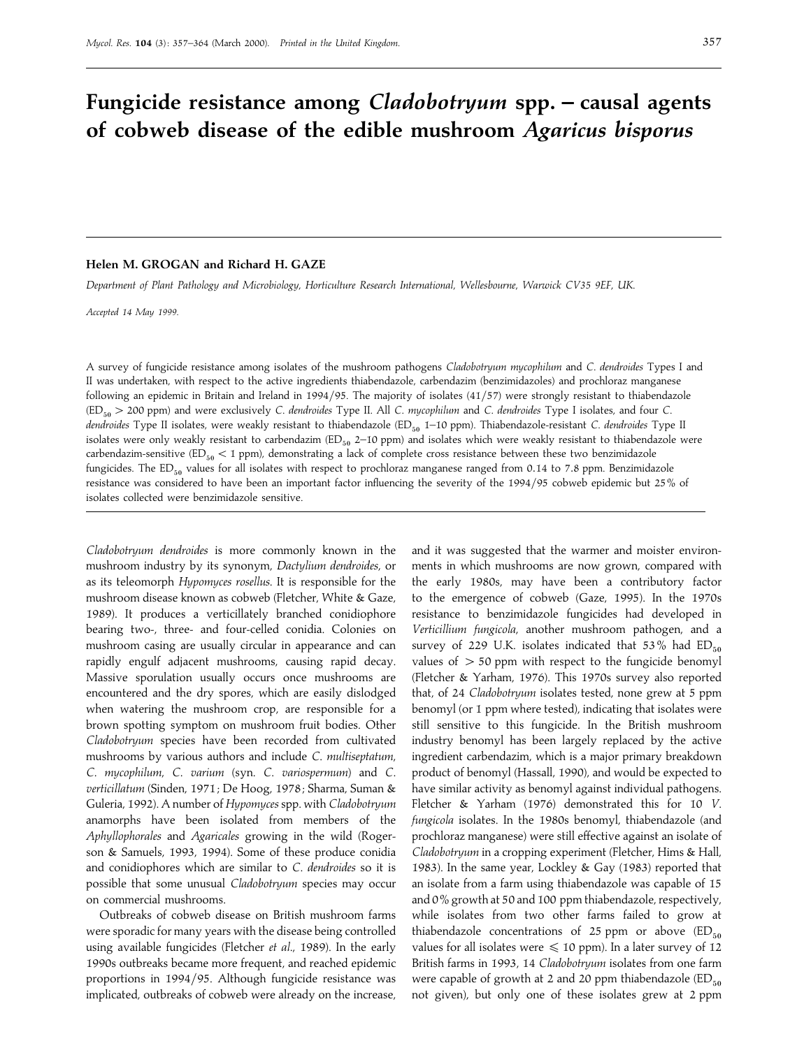# Fungicide resistance among *Cladobotryum* spp. – causal agents of cobweb disease of the edible mushroom *Agaricus bisporus*

**Helen M. GROGAN and Richard H. GAZE**

*Department of Plant Pathology and Microbiology, Horticulture Research International, Wellesbourne, Warwick CV35 9EF, UK.*

*Accepted 14 May 1999.*

A survey of fungicide resistance among isolates of the mushroom pathogens *Cladobotryum mycophilum* and *C. dendroides* Types I and II was undertaken, with respect to the active ingredients thiabendazole, carbendazim (benzimidazoles) and prochloraz manganese following an epidemic in Britain and Ireland in 1994/95. The majority of isolates (41/57) were strongly resistant to thiabendazole ($ED_{50}$ > 200 ppm) and were exclusively *C. dendroides* Type II. All *C. mycophilum* and *C. dendroides* Type I isolates, and four *C. dendroides* Type II isolates, were weakly resistant to thiabendazole ($ED_{50}$ 1–10 ppm). Thiabendazole-resistant *C. dendroides* Type II isolates were only weakly resistant to carbendazim ($ED_{50}$ 2–10 ppm) and isolates which were weakly resistant to thiabendazole were carbendazim-sensitive ($ED_{50}$ < 1 ppm), demonstrating a lack of complete cross resistance between these two benzimidazole fungicides. The $ED_{50}$ values for all isolates with respect to prochloraz manganese ranged from 0.14 to 7.8 ppm. Benzimidazole resistance was considered to have been an important factor influencing the severity of the 1994/95 cobweb epidemic but 25% of isolates collected were benzimidazole sensitive.

*Cladobotryum dendroides* is more commonly known in the mushroom industry by its synonym, *Dactylium dendroides*, or as its teleomorph *Hypomyces rosellus*. It is responsible for the mushroom disease known as cobweb (Fletcher, White & Gaze, 1989). It produces a verticillately branched conidiophore bearing two-, three- and four-celled conidia. Colonies on mushroom casing are usually circular in appearance and can rapidly engulf adjacent mushrooms, causing rapid decay. Massive sporulation usually occurs once mushrooms are encountered and the dry spores, which are easily dislodged when watering the mushroom crop, are responsible for a brown spotting symptom on mushroom fruit bodies. Other *Cladobotryum* species have been recorded from cultivated mushrooms by various authors and include *C. multiseptatum*, *C. mycophilum*, *C. varium* (syn. *C. variospermum*) and *C. verticillatum* (Sinden, 1971; De Hoog, 1978; Sharma, Suman & Guleria, 1992). A number of *Hypomyces* spp. with *Cladobotryum* anamorphs have been isolated from members of the *Aphyllophorales* and *Agaricales* growing in the wild (Rogerson & Samuels, 1993, 1994). Some of these produce conidia and conidiophores which are similar to *C. dendroides* so it is possible that some unusual *Cladobotryum* species may occur on commercial mushrooms.

Outbreaks of cobweb disease on British mushroom farms were sporadic for many years with the disease being controlled using available fungicides (Fletcher *et al*., 1989). In the early 1990s outbreaks became more frequent, and reached epidemic proportions in 1994/95. Although fungicide resistance was implicated, outbreaks of cobweb were already on the increase, and it was suggested that the warmer and moister environments in which mushrooms are now grown, compared with the early 1980s, may have been a contributory factor to the emergence of cobweb (Gaze, 1995). In the 1970s resistance to benzimidazole fungicides had developed in *Verticillium fungicola*, another mushroom pathogen, and a survey of 229 U.K. isolates indicated that 53% had $ED_{50}$ values of > 50 ppm with respect to the fungicide benomyl (Fletcher & Yarham, 1976). This 1970s survey also reported that, of 24 *Cladobotryum* isolates tested, none grew at 5 ppm benomyl (or 1 ppm where tested), indicating that isolates were still sensitive to this fungicide. In the British mushroom industry benomyl has been largely replaced by the active ingredient carbendazim, which is a major primary breakdown product of benomyl (Hassall, 1990), and would be expected to have similar activity as benomyl against individual pathogens. Fletcher & Yarham (1976) demonstrated this for 10 *V. fungicola* isolates. In the 1980s benomyl, thiabendazole (and prochloraz manganese) were still effective against an isolate of *Cladobotryum* in a cropping experiment (Fletcher, Hims & Hall, 1983). In the same year, Lockley & Gay (1983) reported that an isolate from a farm using thiabendazole was capable of 15 and 0% growth at 50 and 100 ppm thiabendazole, respectively, while isolates from two other farms failed to grow at thiabendazole concentrations of 25 ppm or above ($ED_{50}$ values for all isolates were ⩽ 10 ppm). In a later survey of 12 British farms in 1993, 14 *Cladobotryum* isolates from one farm were capable of growth at 2 and 20 ppm thiabendazole ($ED_{50}$ not given), but only one of these isolates grew at 2 ppm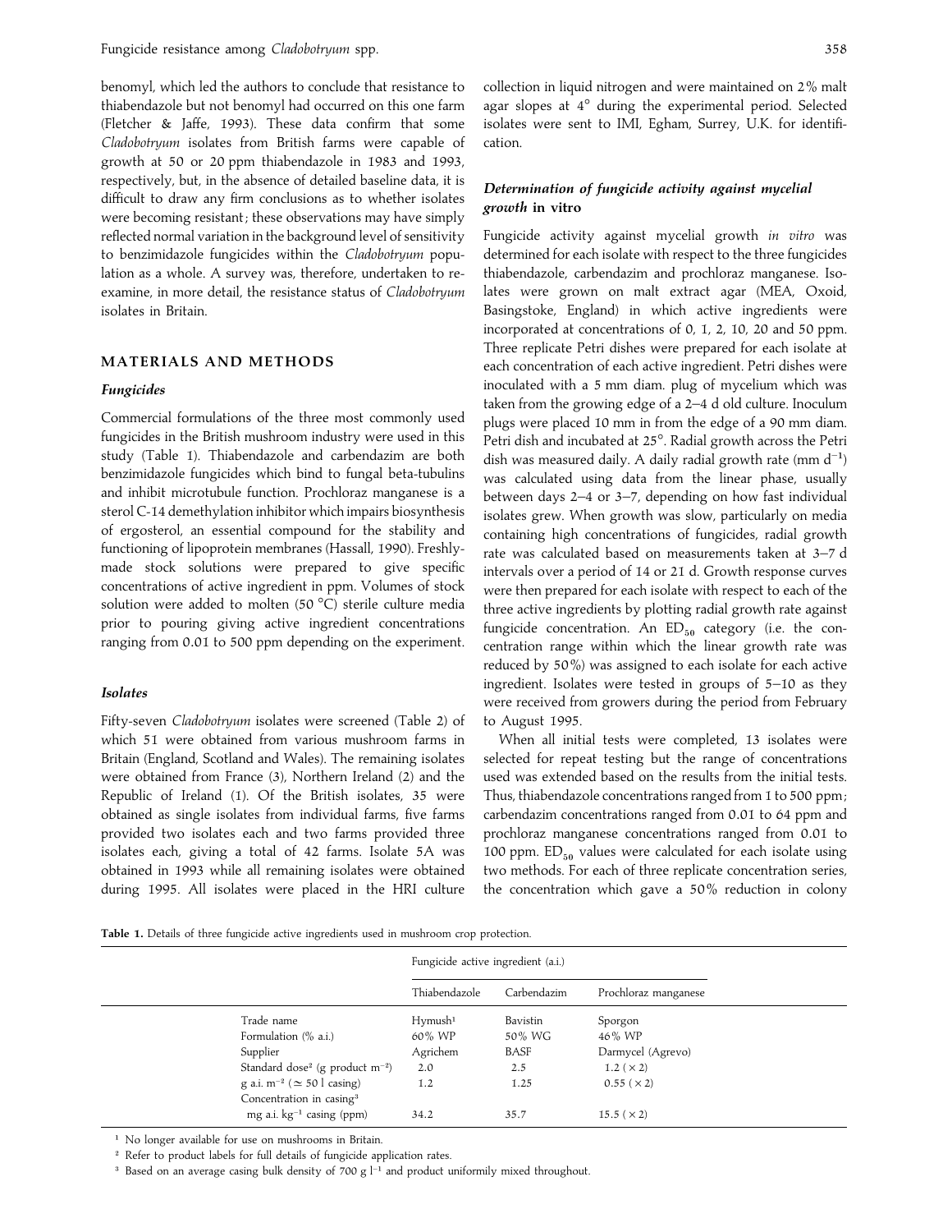benomyl, which led the authors to conclude that resistance to thiabendazole but not benomyl had occurred on this one farm (Fletcher & Jaffe, 1993). These data confirm that some *Cladobotryum* isolates from British farms were capable of growth at 50 or 20 ppm thiabendazole in 1983 and 1993, respectively, but, in the absence of detailed baseline data, it is difficult to draw any firm conclusions as to whether isolates were becoming resistant; these observations may have simply reflected normal variation in the background level of sensitivity to benzimidazole fungicides within the *Cladobotryum* population as a whole. A survey was, therefore, undertaken to re-examine, in more detail, the resistance status of *Cladobotryum* isolates in Britain.

## MATERIALS AND METHODS

### Fungicides

Commercial formulations of the three most commonly used fungicides in the British mushroom industry were used in this study (Table 1). Thiabendazole and carbendazim are both benzimidazole fungicides which bind to fungal beta-tubulins and inhibit microtubule function. Prochloraz manganese is a sterol C-14 demethylation inhibitor which impairs biosynthesis of ergosterol, an essential compound for the stability and functioning of lipoprotein membranes (Hassall, 1990). Freshly-made stock solutions were prepared to give specific concentrations of active ingredient in ppm. Volumes of stock solution were added to molten (50 °C) sterile culture media prior to pouring giving active ingredient concentrations ranging from 0.01 to 500 ppm depending on the experiment.

### Isolates

Fifty-seven *Cladobotryum* isolates were screened (Table 2) of which 51 were obtained from various mushroom farms in Britain (England, Scotland and Wales). The remaining isolates were obtained from France (3), Northern Ireland (2) and the Republic of Ireland (1). Of the British isolates, 35 were obtained as single isolates from individual farms, five farms provided two isolates each and two farms provided three isolates each, giving a total of 42 farms. Isolate 5A was obtained in 1993 while all remaining isolates were obtained during 1995. All isolates were placed in the HRI culture collection in liquid nitrogen and were maintained on 2% malt agar slopes at 4° during the experimental period. Selected isolates were sent to IMI, Egham, Surrey, U.K. for identification.

### Determination of fungicide activity against mycelial growth in vitro

Fungicide activity against mycelial growth *in vitro* was determined for each isolate with respect to the three fungicides thiabendazole, carbendazim and prochloraz manganese. Isolates were grown on malt extract agar (MEA, Oxoid, Basingstoke, England) in which active ingredients were incorporated at concentrations of 0, 1, 2, 10, 20 and 50 ppm. Three replicate Petri dishes were prepared for each isolate at each concentration of each active ingredient. Petri dishes were inoculated with a 5 mm diam. plug of mycelium which was taken from the growing edge of a 2–4 d old culture. Inoculum plugs were placed 10 mm in from the edge of a 90 mm diam. Petri dish and incubated at 25°. Radial growth across the Petri dish was measured daily. A daily radial growth rate (mm $d^{-1}$) was calculated using data from the linear phase, usually between days 2–4 or 3–7, depending on how fast individual isolates grew. When growth was slow, particularly on media containing high concentrations of fungicides, radial growth rate was calculated based on measurements taken at 3–7 d intervals over a period of 14 or 21 d. Growth response curves were then prepared for each isolate with respect to each of the three active ingredients by plotting radial growth rate against fungicide concentration. An $ED_{50}$ category (i.e. the concentration range within which the linear growth rate was reduced by 50%) was assigned to each isolate for each active ingredient. Isolates were tested in groups of 5–10 as they were received from growers during the period from February to August 1995.

When all initial tests were completed, 13 isolates were selected for repeat testing but the range of concentrations used was extended based on the results from the initial tests. Thus, thiabendazole concentrations ranged from 1 to 500 ppm; carbendazim concentrations ranged from 0.01 to 64 ppm and prochloraz manganese concentrations ranged from 0.01 to 100 ppm. $ED_{50}$ values were calculated for each isolate using two methods. For each of three replicate concentration series, the concentration which gave a 50% reduction in colony

**Table 1.** Details of three fungicide active ingredients used in mushroom crop protection.

| | Fungicide active ingredient (a.i.) | | |
|---|---|---|---|
| | Thiabendazole | Carbendazim | Prochloraz manganese |
| Trade name | Hymush[1] | Bavistin | Sporgon |
| Formulation (% a.i.) | 60% WP | 50% WG | 46% WP |
| Supplier | Agrichem | BASF | Darmycel (Agrevo) |
| Standard dose[2] (g product $m^{-2}$) | 2.0 | 2.5 | 1.2 (× 2) |
| g a.i. $m^{-2}$ (≃ 50 l casing) | 1.2 | 1.25 | 0.55 (× 2) |
| Concentration in casing[3] mg a.i. $kg^{-1}$ casing (ppm) | 34.2 | 35.7 | 15.5 (× 2) |

[1] No longer available for use on mushrooms in Britain.

[2] Refer to product labels for full details of fungicide application rates.

[3] Based on an average casing bulk density of 700 g $l^{-1}$ and product uniformly mixed throughout.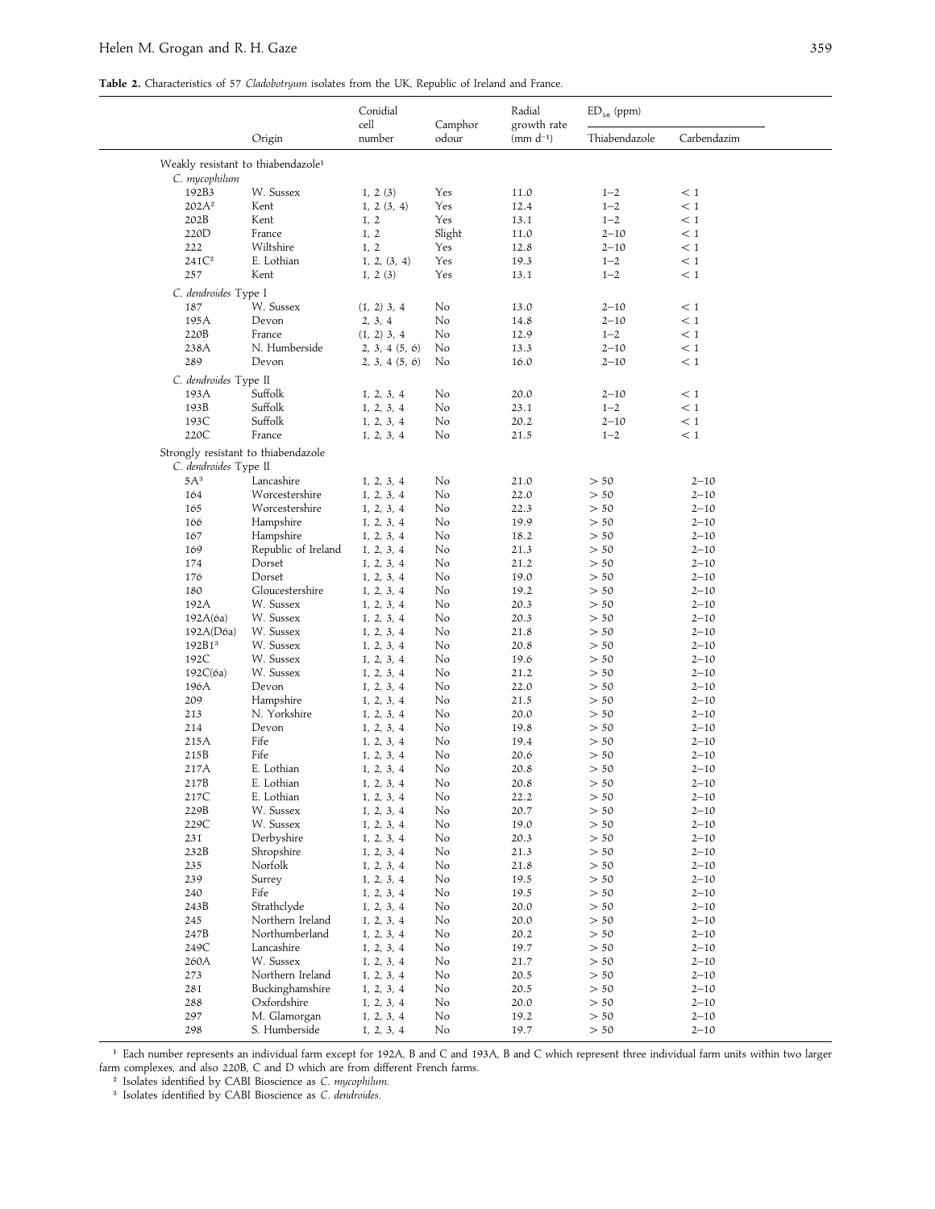**Table 2.** Characteristics of 57 *Cladobotryum* isolates from the UK, Republic of Ireland and France.

| | Origin | Conidial cell number | Camphor odour | Radial growth rate (mm d⁻¹) | $ED_{50}$ (ppm) | |
|---|---|---|---|---|---|---|
| | | | | | Thiabendazole | Carbendazim |
| **Weakly resistant to thiabendazole**[1] | | | | | | |
| *C. mycophilum* | | | | | | |
| 192B3 | W. Sussex | 1, 2 (3) | Yes | 11.0 | 1–2 | < 1 |
| 202A[2] | Kent | 1, 2 (3, 4) | Yes | 12.4 | 1–2 | < 1 |
| 202B | Kent | 1, 2 | Yes | 13.1 | 1–2 | < 1 |
| 220D | France | 1, 2 | Slight | 11.0 | 2–10 | < 1 |
| 222 | Wiltshire | 1, 2 | Yes | 12.8 | 2–10 | < 1 |
| 241C[2] | E. Lothian | 1, 2, (3, 4) | Yes | 19.3 | 1–2 | < 1 |
| 257 | Kent | 1, 2 (3) | Yes | 13.1 | 1–2 | < 1 |
| *C. dendroides* Type I | | | | | | |
| 187 | W. Sussex | (1, 2) 3, 4 | No | 13.0 | 2–10 | < 1 |
| 195A | Devon | 2, 3, 4 | No | 14.8 | 2–10 | < 1 |
| 220B | France | (1, 2) 3, 4 | No | 12.9 | 1–2 | < 1 |
| 238A | N. Humberside | 2, 3, 4 (5, 6) | No | 13.3 | 2–10 | < 1 |
| 289 | Devon | 2, 3, 4 (5, 6) | No | 16.0 | 2–10 | < 1 |
| *C. dendroides* Type II | | | | | | |
| 193A | Suffolk | 1, 2, 3, 4 | No | 20.0 | 2–10 | < 1 |
| 193B | Suffolk | 1, 2, 3, 4 | No | 23.1 | 1–2 | < 1 |
| 193C | Suffolk | 1, 2, 3, 4 | No | 20.2 | 2–10 | < 1 |
| 220C | France | 1, 2, 3, 4 | No | 21.5 | 1–2 | < 1 |
| **Strongly resistant to thiabendazole** | | | | | | |
| *C. dendroides* Type II | | | | | | |
| 5A[3] | Lancashire | 1, 2, 3, 4 | No | 21.0 | > 50 | 2–10 |
| 164 | Worcestershire | 1, 2, 3, 4 | No | 22.0 | > 50 | 2–10 |
| 165 | Worcestershire | 1, 2, 3, 4 | No | 22.3 | > 50 | 2–10 |
| 166 | Hampshire | 1, 2, 3, 4 | No | 19.9 | > 50 | 2–10 |
| 167 | Hampshire | 1, 2, 3, 4 | No | 18.2 | > 50 | 2–10 |
| 169 | Republic of Ireland | 1, 2, 3, 4 | No | 21.3 | > 50 | 2–10 |
| 174 | Dorset | 1, 2, 3, 4 | No | 21.2 | > 50 | 2–10 |
| 176 | Dorset | 1, 2, 3, 4 | No | 19.0 | > 50 | 2–10 |
| 180 | Gloucestershire | 1, 2, 3, 4 | No | 19.2 | > 50 | 2–10 |
| 192A | W. Sussex | 1, 2, 3, 4 | No | 20.3 | > 50 | 2–10 |
| 192A(6a) | W. Sussex | 1, 2, 3, 4 | No | 20.3 | > 50 | 2–10 |
| 192A(D6a) | W. Sussex | 1, 2, 3, 4 | No | 21.8 | > 50 | 2–10 |
| 192B1[3] | W. Sussex | 1, 2, 3, 4 | No | 20.8 | > 50 | 2–10 |
| 192C | W. Sussex | 1, 2, 3, 4 | No | 19.6 | > 50 | 2–10 |
| 192C(6a) | W. Sussex | 1, 2, 3, 4 | No | 21.2 | > 50 | 2–10 |
| 196A | Devon | 1, 2, 3, 4 | No | 22.0 | > 50 | 2–10 |
| 209 | Hampshire | 1, 2, 3, 4 | No | 21.5 | > 50 | 2–10 |
| 213 | N. Yorkshire | 1, 2, 3, 4 | No | 20.0 | > 50 | 2–10 |
| 214 | Devon | 1, 2, 3, 4 | No | 19.8 | > 50 | 2–10 |
| 215A | Fife | 1, 2, 3, 4 | No | 19.4 | > 50 | 2–10 |
| 215B | Fife | 1, 2, 3, 4 | No | 20.6 | > 50 | 2–10 |
| 217A | E. Lothian | 1, 2, 3, 4 | No | 20.8 | > 50 | 2–10 |
| 217B | E. Lothian | 1, 2, 3, 4 | No | 20.8 | > 50 | 2–10 |
| 217C | E. Lothian | 1, 2, 3, 4 | No | 22.2 | > 50 | 2–10 |
| 229B | W. Sussex | 1, 2, 3, 4 | No | 20.7 | > 50 | 2–10 |
| 229C | W. Sussex | 1, 2, 3, 4 | No | 19.0 | > 50 | 2–10 |
| 231 | Derbyshire | 1, 2, 3, 4 | No | 20.3 | > 50 | 2–10 |
| 232B | Shropshire | 1, 2, 3, 4 | No | 21.3 | > 50 | 2–10 |
| 235 | Norfolk | 1, 2, 3, 4 | No | 21.8 | > 50 | 2–10 |
| 239 | Surrey | 1, 2, 3, 4 | No | 19.5 | > 50 | 2–10 |
| 240 | Fife | 1, 2, 3, 4 | No | 19.5 | > 50 | 2–10 |
| 243B | Strathclyde | 1, 2, 3, 4 | No | 20.0 | > 50 | 2–10 |
| 245 | Northern Ireland | 1, 2, 3, 4 | No | 20.0 | > 50 | 2–10 |
| 247B | Northumberland | 1, 2, 3, 4 | No | 20.2 | > 50 | 2–10 |
| 249C | Lancashire | 1, 2, 3, 4 | No | 19.7 | > 50 | 2–10 |
| 260A | W. Sussex | 1, 2, 3, 4 | No | 21.7 | > 50 | 2–10 |
| 273 | Northern Ireland | 1, 2, 3, 4 | No | 20.5 | > 50 | 2–10 |
| 281 | Buckinghamshire | 1, 2, 3, 4 | No | 20.5 | > 50 | 2–10 |
| 288 | Oxfordshire | 1, 2, 3, 4 | No | 20.0 | > 50 | 2–10 |
| 297 | M. Glamorgan | 1, 2, 3, 4 | No | 19.2 | > 50 | 2–10 |
| 298 | S. Humberside | 1, 2, 3, 4 | No | 19.7 | > 50 | 2–10 |

[1] Each number represents an individual farm except for 192A, B and C and 193A, B and C which represent three individual farm units within two larger farm complexes, and also 220B, C and D which are from different French farms.

[2] Isolates identified by CABI Bioscience as *C. mycophilum*.

[3] Isolates identified by CABI Bioscience as *C. dendroides*.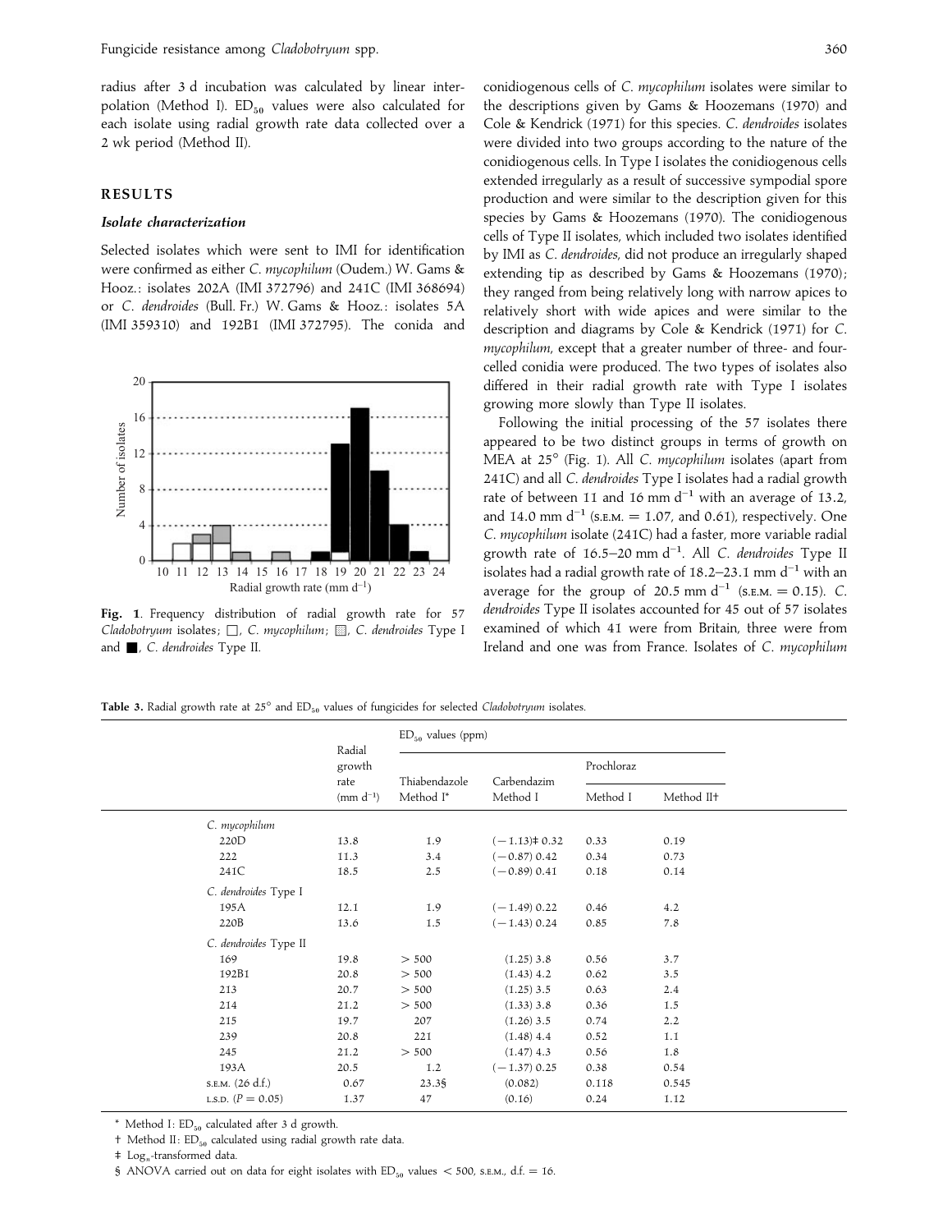radius after 3 d incubation was calculated by linear interpolation (Method I). $ED_{50}$ values were also calculated for each isolate using radial growth rate data collected over a 2 wk period (Method II).

## RESULTS

### *Isolate characterization*

Selected isolates which were sent to IMI for identification were confirmed as either *C. mycophilum* (Oudem.) W. Gams & Hooz.: isolates 202A (IMI 372796) and 241C (IMI 368694) or *C. dendroides* (Bull. Fr.) W. Gams & Hooz.: isolates 5A (IMI 359310) and 192B1 (IMI 372795). The conida and conidiogenous cells of *C. mycophilum* isolates were similar to the descriptions given by Gams & Hoozemans (1970) and Cole & Kendrick (1971) for this species. *C. dendroides* isolates were divided into two groups according to the nature of the conidiogenous cells. In Type I isolates the conidiogenous cells extended irregularly as a result of successive sympodial spore production and were similar to the description given for this species by Gams & Hoozemans (1970). The conidiogenous cells of Type II isolates, which included two isolates identified by IMI as *C. dendroides*, did not produce an irregularly shaped extending tip as described by Gams & Hoozemans (1970); they ranged from being relatively long with narrow apices to relatively short with wide apices and were similar to the description and diagrams by Cole & Kendrick (1971) for *C. mycophilum*, except that a greater number of three- and four-celled conidia were produced. The two types of isolates also differed in their radial growth rate with Type I isolates growing more slowly than Type II isolates.

**Fig. 1**. Frequency distribution of radial growth rate for 57 *Cladobotryum* isolates; □, *C. mycophilum*; ▨, *C. dendroides* Type I and ■, *C. dendroides* Type II.

Following the initial processing of the 57 isolates there appeared to be two distinct groups in terms of growth on MEA at 25° (Fig. 1). All *C. mycophilum* isolates (apart from 241C) and all *C. dendroides* Type I isolates had a radial growth rate of between 11 and 16 mm $d^{-1}$ with an average of 13.2, and 14.0 mm $d^{-1}$ (S.E.M. = 1.07, and 0.61), respectively. One *C. mycophilum* isolate (241C) had a faster, more variable radial growth rate of 16.5–20 mm $d^{-1}$. All *C. dendroides* Type II isolates had a radial growth rate of 18.2–23.1 mm $d^{-1}$ with an average for the group of 20.5 mm $d^{-1}$ (S.E.M. = 0.15). *C. dendroides* Type II isolates accounted for 45 out of 57 isolates examined of which 41 were from Britain, three were from Ireland and one was from France. Isolates of *C. mycophilum*

**Table 3.** Radial growth rate at 25° and $ED_{50}$ values of fungicides for selected *Cladobotryum* isolates.

| | Radial growth rate (mm $d^{-1}$) | $ED_{50}$ values (ppm) | | | |
|---|---|---|---|---|---|
| | | Thiabendazole Method I* | Carbendazim Method I | Prochloraz Method I | Prochloraz Method II† |
| *C. mycophilum* | | | | | |
| 220D | 13.8 | 1.9 | (−1.13)‡ 0.32 | 0.33 | 0.19 |
| 222 | 11.3 | 3.4 | (−0.87) 0.42 | 0.34 | 0.73 |
| 241C | 18.5 | 2.5 | (−0.89) 0.41 | 0.18 | 0.14 |
| *C. dendroides* Type I | | | | | |
| 195A | 12.1 | 1.9 | (−1.49) 0.22 | 0.46 | 4.2 |
| 220B | 13.6 | 1.5 | (−1.43) 0.24 | 0.85 | 7.8 |
| *C. dendroides* Type II | | | | | |
| 169 | 19.8 | > 500 | (1.25) 3.8 | 0.56 | 3.7 |
| 192B1 | 20.8 | > 500 | (1.43) 4.2 | 0.62 | 3.5 |
| 213 | 20.7 | > 500 | (1.25) 3.5 | 0.63 | 2.4 |
| 214 | 21.2 | > 500 | (1.33) 3.8 | 0.36 | 1.5 |
| 215 | 19.7 | 207 | (1.26) 3.5 | 0.74 | 2.2 |
| 239 | 20.8 | 221 | (1.48) 4.4 | 0.52 | 1.1 |
| 245 | 21.2 | > 500 | (1.47) 4.3 | 0.56 | 1.8 |
| 193A | 20.5 | 1.2 | (−1.37) 0.25 | 0.38 | 0.54 |
| S.E.M. (26 d.f.) | 0.67 | 23.3§ | (0.082) | 0.118 | 0.545 |
| L.S.D. ($P = 0.05$) | 1.37 | 47 | (0.16) | 0.24 | 1.12 |

\* Method I: $ED_{50}$ calculated after 3 d growth.

† Method II: $ED_{50}$ calculated using radial growth rate data.

‡ $Log_e$-transformed data.

§ ANOVA carried out on data for eight isolates with $ED_{50}$ values < 500, S.E.M., d.f. = 16.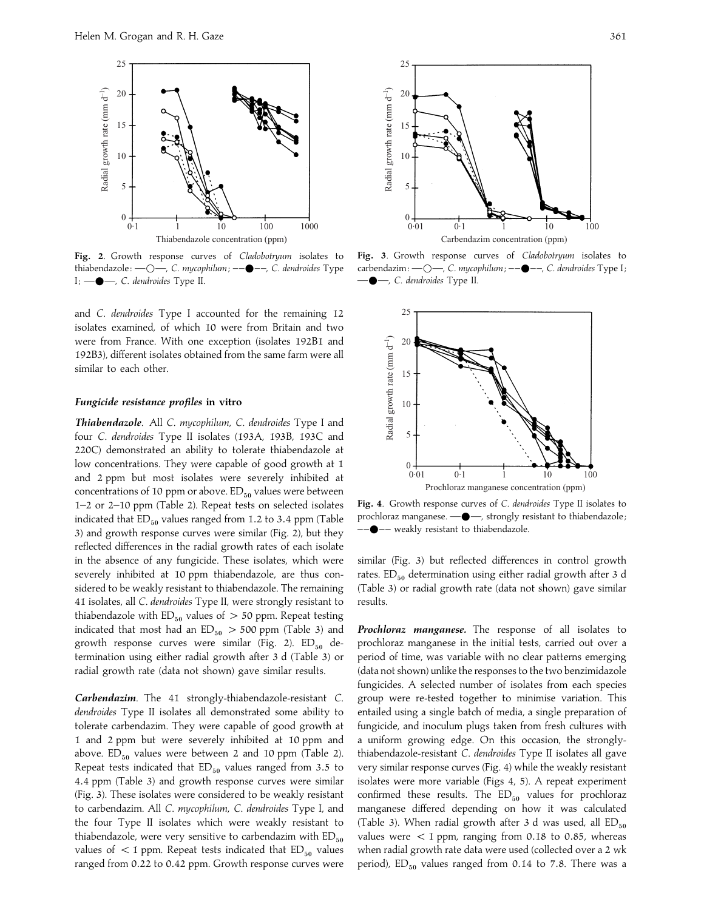**Fig. 2**. Growth response curves of *Cladobotryum* isolates to thiabendazole: —○—, *C. mycophilum*; --●--, *C. dendroides* Type I; —●—, *C. dendroides* Type II.

**Fig. 3**. Growth response curves of *Cladobotryum* isolates to carbendazim: —○—, *C. mycophilum*; --●--, *C. dendroides* Type I; —●—, *C. dendroides* Type II.

**Fig. 4**. Growth response curves of *C. dendroides* Type II isolates to prochloraz manganese. —●—, strongly resistant to thiabendazole; --●-- weakly resistant to thiabendazole.

and *C. dendroides* Type I accounted for the remaining 12 isolates examined, of which 10 were from Britain and two were from France. With one exception (isolates 192B1 and 192B3), different isolates obtained from the same farm were all similar to each other.

### *Fungicide resistance profiles* in vitro

***Thiabendazole***. All *C. mycophilum*, *C. dendroides* Type I and four *C. dendroides* Type II isolates (193A, 193B, 193C and 220C) demonstrated an ability to tolerate thiabendazole at low concentrations. They were capable of good growth at 1 and 2 ppm but most isolates were severely inhibited at concentrations of 10 ppm or above. $ED_{50}$ values were between 1–2 or 2–10 ppm (Table 2). Repeat tests on selected isolates indicated that $ED_{50}$ values ranged from 1.2 to 3.4 ppm (Table 3) and growth response curves were similar (Fig. 2), but they reflected differences in the radial growth rates of each isolate in the absence of any fungicide. These isolates, which were severely inhibited at 10 ppm thiabendazole, are thus considered to be weakly resistant to thiabendazole. The remaining 41 isolates, all *C. dendroides* Type II, were strongly resistant to thiabendazole with $ED_{50}$ values of $> 50$ ppm. Repeat testing indicated that most had an $ED_{50} > 500$ ppm (Table 3) and growth response curves were similar (Fig. 2). $ED_{50}$ determination using either radial growth after 3 d (Table 3) or radial growth rate (data not shown) gave similar results.

***Carbendazim***. The 41 strongly-thiabendazole-resistant *C. dendroides* Type II isolates all demonstrated some ability to tolerate carbendazim. They were capable of good growth at 1 and 2 ppm but were severely inhibited at 10 ppm and above. $ED_{50}$ values were between 2 and 10 ppm (Table 2). Repeat tests indicated that $ED_{50}$ values ranged from 3.5 to 4.4 ppm (Table 3) and growth response curves were similar (Fig. 3). These isolates were considered to be weakly resistant to carbendazim. All *C. mycophilum*, *C. dendroides* Type I, and the four Type II isolates which were weakly resistant to thiabendazole, were very sensitive to carbendazim with $ED_{50}$ values of $< 1$ ppm. Repeat tests indicated that $ED_{50}$ values ranged from 0.22 to 0.42 ppm. Growth response curves were similar (Fig. 3) but reflected differences in control growth rates. $ED_{50}$ determination using either radial growth after 3 d (Table 3) or radial growth rate (data not shown) gave similar results.

***Prochloraz manganese.*** The response of all isolates to prochloraz manganese in the initial tests, carried out over a period of time, was variable with no clear patterns emerging (data not shown) unlike the responses to the two benzimidazole fungicides. A selected number of isolates from each species group were re-tested together to minimise variation. This entailed using a single batch of media, a single preparation of fungicide, and inoculum plugs taken from fresh cultures with a uniform growing edge. On this occasion, the strongly-thiabendazole-resistant *C. dendroides* Type II isolates all gave very similar response curves (Fig. 4) while the weakly resistant isolates were more variable (Figs 4, 5). A repeat experiment confirmed these results. The $ED_{50}$ values for prochloraz manganese differed depending on how it was calculated (Table 3). When radial growth after 3 d was used, all $ED_{50}$ values were $< 1$ ppm, ranging from 0.18 to 0.85, whereas when radial growth rate data were used (collected over a 2 wk period), $ED_{50}$ values ranged from 0.14 to 7.8. There was a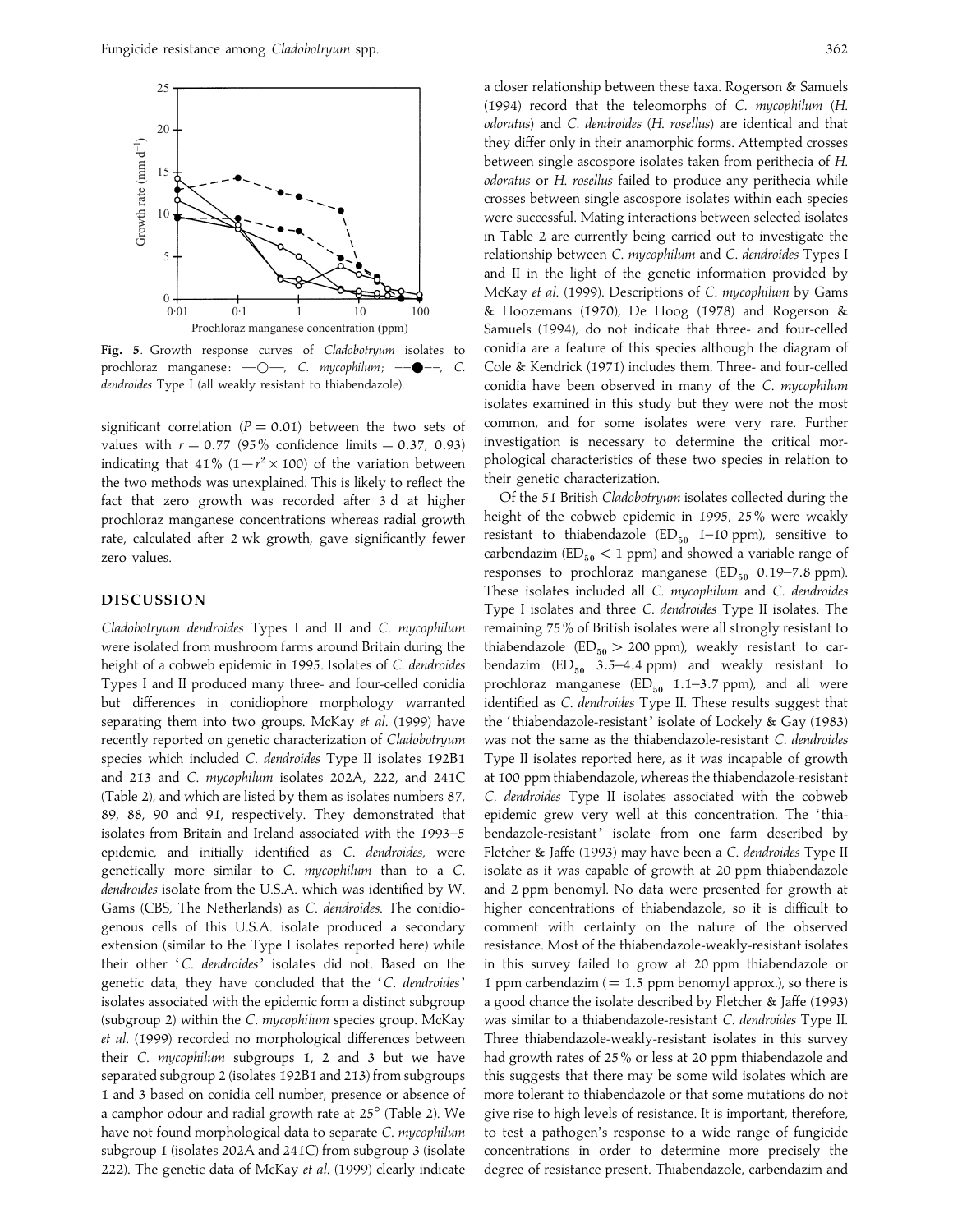Fig. 5. Growth response curves of *Cladobotryum* isolates to prochloraz manganese: —○—, *C. mycophilum*; --●--, *C. dendroides* Type I (all weakly resistant to thiabendazole).

significant correlation ($P = 0.01$) between the two sets of values with $r = 0.77$ (95% confidence limits = 0.37, 0.93) indicating that 41% ($1 - r^2 \times 100$) of the variation between the two methods was unexplained. This is likely to reflect the fact that zero growth was recorded after 3 d at higher prochloraz manganese concentrations whereas radial growth rate, calculated after 2 wk growth, gave significantly fewer zero values.

## DISCUSSION

*Cladobotryum dendroides* Types I and II and *C. mycophilum* were isolated from mushroom farms around Britain during the height of a cobweb epidemic in 1995. Isolates of *C. dendroides* Types I and II produced many three- and four-celled conidia but differences in conidiophore morphology warranted separating them into two groups. McKay *et al.* (1999) have recently reported on genetic characterization of *Cladobotryum* species which included *C. dendroides* Type II isolates 192B1 and 213 and *C. mycophilum* isolates 202A, 222, and 241C (Table 2), and which are listed by them as isolates numbers 87, 89, 88, 90 and 91, respectively. They demonstrated that isolates from Britain and Ireland associated with the 1993–5 epidemic, and initially identified as *C. dendroides*, were genetically more similar to *C. mycophilum* than to a *C. dendroides* isolate from the U.S.A. which was identified by W. Gams (CBS, The Netherlands) as *C. dendroides*. The conidiogenous cells of this U.S.A. isolate produced a secondary extension (similar to the Type I isolates reported here) while their other '*C. dendroides*' isolates did not. Based on the genetic data, they have concluded that the '*C. dendroides*' isolates associated with the epidemic form a distinct subgroup (subgroup 2) within the *C. mycophilum* species group. McKay *et al.* (1999) recorded no morphological differences between their *C. mycophilum* subgroups 1, 2 and 3 but we have separated subgroup 2 (isolates 192B1 and 213) from subgroups 1 and 3 based on conidia cell number, presence or absence of a camphor odour and radial growth rate at 25° (Table 2). We have not found morphological data to separate *C. mycophilum* subgroup 1 (isolates 202A and 241C) from subgroup 3 (isolate 222). The genetic data of McKay *et al.* (1999) clearly indicate a closer relationship between these taxa. Rogerson & Samuels (1994) record that the teleomorphs of *C. mycophilum* (*H. odoratus*) and *C. dendroides* (*H. rosellus*) are identical and that they differ only in their anamorphic forms. Attempted crosses between single ascospore isolates taken from perithecia of *H. odoratus* or *H. rosellus* failed to produce any perithecia while crosses between single ascospore isolates within each species were successful. Mating interactions between selected isolates in Table 2 are currently being carried out to investigate the relationship between *C. mycophilum* and *C. dendroides* Types I and II in the light of the genetic information provided by McKay *et al.* (1999). Descriptions of *C. mycophilum* by Gams & Hoozemans (1970), De Hoog (1978) and Rogerson & Samuels (1994), do not indicate that three- and four-celled conidia are a feature of this species although the diagram of Cole & Kendrick (1971) includes them. Three- and four-celled conidia have been observed in many of the *C. mycophilum* isolates examined in this study but they were not the most common, and for some isolates were very rare. Further investigation is necessary to determine the critical morphological characteristics of these two species in relation to their genetic characterization.

Of the 51 British *Cladobotryum* isolates collected during the height of the cobweb epidemic in 1995, 25% were weakly resistant to thiabendazole ($ED_{50}$ 1–10 ppm), sensitive to carbendazim ($ED_{50} < 1$ ppm) and showed a variable range of responses to prochloraz manganese ($ED_{50}$ 0.19–7.8 ppm). These isolates included all *C. mycophilum* and *C. dendroides* Type I isolates and three *C. dendroides* Type II isolates. The remaining 75% of British isolates were all strongly resistant to thiabendazole ($ED_{50} > 200$ ppm), weakly resistant to carbendazim ($ED_{50}$ 3.5–4.4 ppm) and weakly resistant to prochloraz manganese ($ED_{50}$ 1.1–3.7 ppm), and all were identified as *C. dendroides* Type II. These results suggest that the 'thiabendazole-resistant' isolate of Lockely & Gay (1983) was not the same as the thiabendazole-resistant *C. dendroides* Type II isolates reported here, as it was incapable of growth at 100 ppm thiabendazole, whereas the thiabendazole-resistant *C. dendroides* Type II isolates associated with the cobweb epidemic grew very well at this concentration. The 'thiabendazole-resistant' isolate from one farm described by Fletcher & Jaffe (1993) may have been a *C. dendroides* Type II isolate as it was capable of growth at 20 ppm thiabendazole and 2 ppm benomyl. No data were presented for growth at higher concentrations of thiabendazole, so it is difficult to comment with certainty on the nature of the observed resistance. Most of the thiabendazole-weakly-resistant isolates in this survey failed to grow at 20 ppm thiabendazole or 1 ppm carbendazim (= 1.5 ppm benomyl approx.), so there is a good chance the isolate described by Fletcher & Jaffe (1993) was similar to a thiabendazole-resistant *C. dendroides* Type II. Three thiabendazole-weakly-resistant isolates in this survey had growth rates of 25% or less at 20 ppm thiabendazole and this suggests that there may be some wild isolates which are more tolerant to thiabendazole or that some mutations do not give rise to high levels of resistance. It is important, therefore, to test a pathogen's response to a wide range of fungicide concentrations in order to determine more precisely the degree of resistance present. Thiabendazole, carbendazim and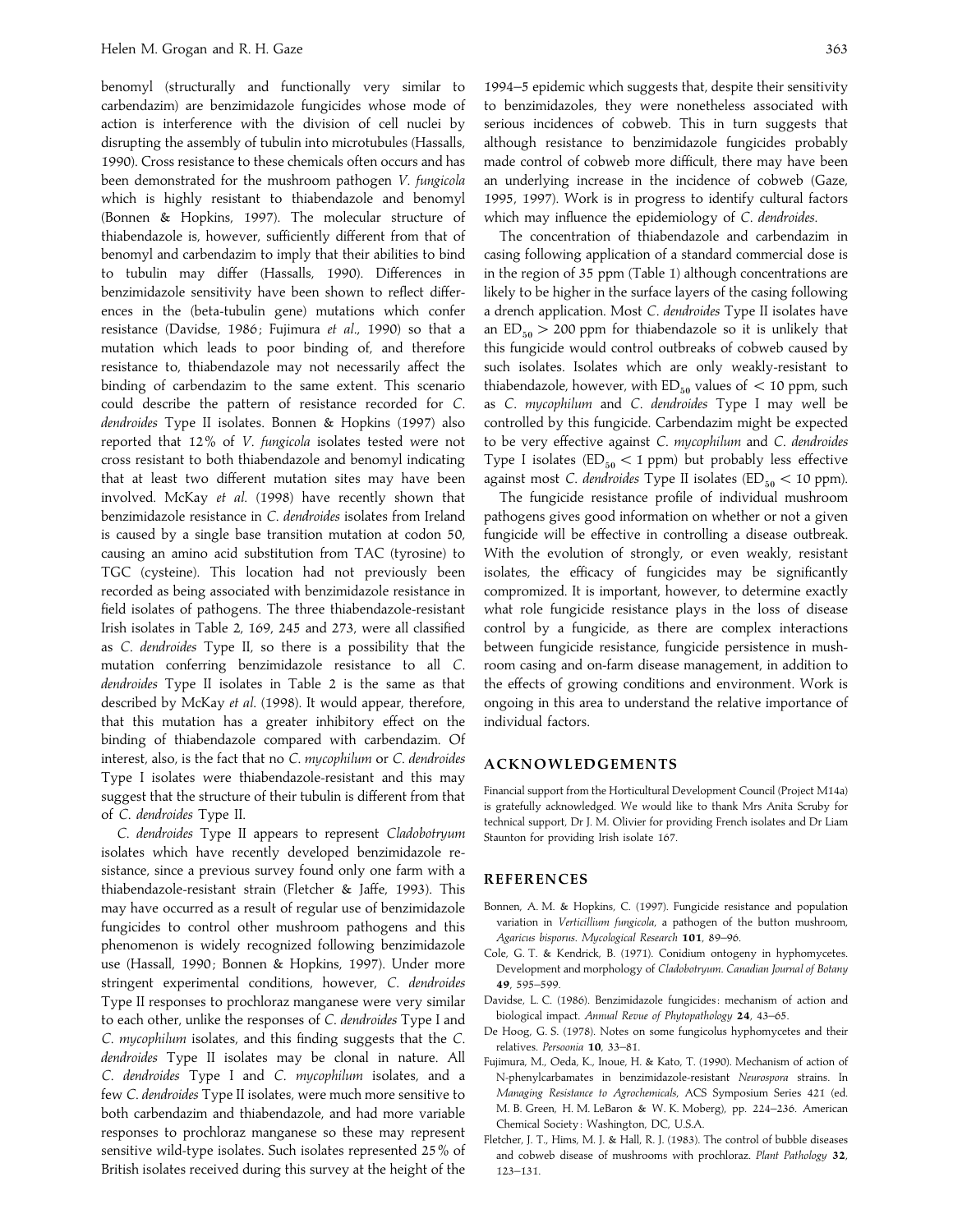benomyl (structurally and functionally very similar to carbendazim) are benzimidazole fungicides whose mode of action is interference with the division of cell nuclei by disrupting the assembly of tubulin into microtubules (Hassalls, 1990). Cross resistance to these chemicals often occurs and has been demonstrated for the mushroom pathogen *V. fungicola* which is highly resistant to thiabendazole and benomyl (Bonnen & Hopkins, 1997). The molecular structure of thiabendazole is, however, sufficiently different from that of benomyl and carbendazim to imply that their abilities to bind to tubulin may differ (Hassalls, 1990). Differences in benzimidazole sensitivity have been shown to reflect differences in the (beta-tubulin gene) mutations which confer resistance (Davidse, 1986; Fujimura *et al.*, 1990) so that a mutation which leads to poor binding of, and therefore resistance to, thiabendazole may not necessarily affect the binding of carbendazim to the same extent. This scenario could describe the pattern of resistance recorded for *C. dendroides* Type II isolates. Bonnen & Hopkins (1997) also reported that 12% of *V. fungicola* isolates tested were not cross resistant to both thiabendazole and benomyl indicating that at least two different mutation sites may have been involved. McKay *et al.* (1998) have recently shown that benzimidazole resistance in *C. dendroides* isolates from Ireland is caused by a single base transition mutation at codon 50, causing an amino acid substitution from TAC (tyrosine) to TGC (cysteine). This location had not previously been recorded as being associated with benzimidazole resistance in field isolates of pathogens. The three thiabendazole-resistant Irish isolates in Table 2, 169, 245 and 273, were all classified as *C. dendroides* Type II, so there is a possibility that the mutation conferring benzimidazole resistance to all *C. dendroides* Type II isolates in Table 2 is the same as that described by McKay *et al.* (1998). It would appear, therefore, that this mutation has a greater inhibitory effect on the binding of thiabendazole compared with carbendazim. Of interest, also, is the fact that no *C. mycophilum* or *C. dendroides* Type I isolates were thiabendazole-resistant and this may suggest that the structure of their tubulin is different from that of *C. dendroides* Type II.

*C. dendroides* Type II appears to represent *Cladobotryum* isolates which have recently developed benzimidazole resistance, since a previous survey found only one farm with a thiabendazole-resistant strain (Fletcher & Jaffe, 1993). This may have occurred as a result of regular use of benzimidazole fungicides to control other mushroom pathogens and this phenomenon is widely recognized following benzimidazole use (Hassall, 1990; Bonnen & Hopkins, 1997). Under more stringent experimental conditions, however, *C. dendroides* Type II responses to prochloraz manganese were very similar to each other, unlike the responses of *C. dendroides* Type I and *C. mycophilum* isolates, and this finding suggests that the *C. dendroides* Type II isolates may be clonal in nature. All *C. dendroides* Type I and *C. mycophilum* isolates, and a few *C. dendroides* Type II isolates, were much more sensitive to both carbendazim and thiabendazole, and had more variable responses to prochloraz manganese so these may represent sensitive wild-type isolates. Such isolates represented 25% of British isolates received during this survey at the height of the 1994–5 epidemic which suggests that, despite their sensitivity to benzimidazoles, they were nonetheless associated with serious incidences of cobweb. This in turn suggests that although resistance to benzimidazole fungicides probably made control of cobweb more difficult, there may have been an underlying increase in the incidence of cobweb (Gaze, 1995, 1997). Work is in progress to identify cultural factors which may influence the epidemiology of *C. dendroides*.

The concentration of thiabendazole and carbendazim in casing following application of a standard commercial dose is in the region of 35 ppm (Table 1) although concentrations are likely to be higher in the surface layers of the casing following a drench application. Most *C. dendroides* Type II isolates have an $ED_{50} > 200$ ppm for thiabendazole so it is unlikely that this fungicide would control outbreaks of cobweb caused by such isolates. Isolates which are only weakly-resistant to thiabendazole, however, with $ED_{50}$ values of $< 10$ ppm, such as *C. mycophilum* and *C. dendroides* Type I may well be controlled by this fungicide. Carbendazim might be expected to be very effective against *C. mycophilum* and *C. dendroides* Type I isolates ($ED_{50} < 1$ ppm) but probably less effective against most *C. dendroides* Type II isolates ($ED_{50} < 10$ ppm).

The fungicide resistance profile of individual mushroom pathogens gives good information on whether or not a given fungicide will be effective in controlling a disease outbreak. With the evolution of strongly, or even weakly, resistant isolates, the efficacy of fungicides may be significantly compromized. It is important, however, to determine exactly what role fungicide resistance plays in the loss of disease control by a fungicide, as there are complex interactions between fungicide resistance, fungicide persistence in mushroom casing and on-farm disease management, in addition to the effects of growing conditions and environment. Work is ongoing in this area to understand the relative importance of individual factors.

## ACKNOWLEDGEMENTS

Financial support from the Horticultural Development Council (Project M14a) is gratefully acknowledged. We would like to thank Mrs Anita Scruby for technical support, Dr J. M. Olivier for providing French isolates and Dr Liam Staunton for providing Irish isolate 167.

## REFERENCES

Bonnen, A. M. & Hopkins, C. (1997). Fungicide resistance and population variation in *Verticillium fungicola*, a pathogen of the button mushroom, *Agaricus bisporus*. *Mycological Research* **101**, 89–96.

Cole, G. T. & Kendrick, B. (1971). Conidium ontogeny in hyphomycetes. Development and morphology of *Cladobotryum*. *Canadian Journal of Botany* **49**, 595–599.

Davidse, L. C. (1986). Benzimidazole fungicides: mechanism of action and biological impact. *Annual Revue of Phytopathology* **24**, 43–65.

De Hoog, G. S. (1978). Notes on some fungicolus hyphomycetes and their relatives. *Persoonia* **10**, 33–81.

Fujimura, M., Oeda, K., Inoue, H. & Kato, T. (1990). Mechanism of action of N-phenylcarbamates in benzimidazole-resistant *Neurospora* strains. In *Managing Resistance to Agrochemicals*, ACS Symposium Series 421 (ed. M. B. Green, H. M. LeBaron & W. K. Moberg), pp. 224–236. American Chemical Society: Washington, DC, U.S.A.

Fletcher, J. T., Hims, M. J. & Hall, R. J. (1983). The control of bubble diseases and cobweb disease of mushrooms with prochloraz. *Plant Pathology* **32**, 123–131.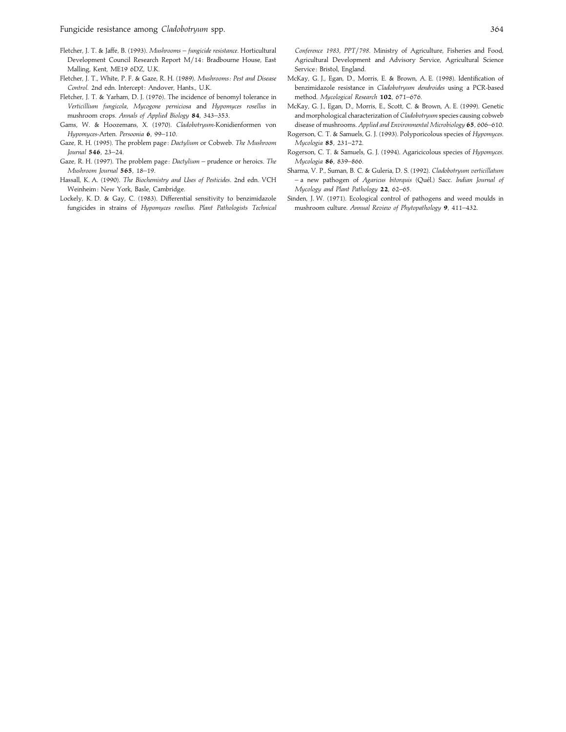Fletcher, J. T. & Jaffe, B. (1993). *Mushrooms – fungicide resistance*. Horticultural Development Council Research Report M/14: Bradbourne House, East Malling, Kent, ME19 6DZ, U.K.

Fletcher, J. T., White, P. F. & Gaze, R. H. (1989). *Mushrooms: Pest and Disease Control.* 2nd edn. Intercept: Andover, Hants., U.K.

Fletcher, J. T. & Yarham, D. J. (1976). The incidence of benomyl tolerance in *Verticillium fungicola, Mycogone perniciosa* and *Hypomyces rosellus* in mushroom crops. *Annals of Applied Biology* **84**, 343–353.

Gams, W. & Hoozemans, X. (1970). *Cladobotryum*-Konidienformen von *Hypomyces*-Arten. *Persoonia* **6**, 99–110.

Gaze, R. H. (1995). The problem page: *Dactylium* or Cobweb. *The Mushroom Journal* **546**, 23–24.

Gaze, R. H. (1997). The problem page: *Dactylium* – prudence or heroics. *The Mushroom Journal* **565**, 18–19.

Hassall, K. A. (1990). *The Biochemistry and Uses of Pesticides.* 2nd edn. VCH Weinheim: New York, Basle, Cambridge.

Lockely, K. D. & Gay, C. (1983). Differential sensitivity to benzimidazole fungicides in strains of *Hypomyces rosellus. Plant Pathologists Technical Conference 1983, PPT/798*. Ministry of Agriculture, Fisheries and Food, Agricultural Development and Advisory Service, Agricultural Science Service: Bristol, England.

McKay, G. J., Egan, D., Morris, E. & Brown, A. E. (1998). Identification of benzimidazole resistance in *Cladobotryum dendroides* using a PCR-based method. *Mycological Research* **102**, 671–676.

McKay, G. J., Egan, D., Morris, E., Scott, C. & Brown, A. E. (1999). Genetic and morphological characterization of *Cladobotryum* species causing cobweb disease of mushrooms. *Applied and Environmental Microbiology* **65**, 606–610.

Rogerson, C. T. & Samuels, G. J. (1993). Polyporicolous species of *Hypomyces. Mycologia* **85**, 231–272.

Rogerson, C. T. & Samuels, G. J. (1994). Agaricicolous species of *Hypomyces. Mycologia* **86**, 839–866.

Sharma, V. P., Suman, B. C. & Guleria, D. S. (1992). *Cladobotryum verticillatum* – a new pathogen of *Agaricus bitorquis* (Quél.) Sacc. *Indian Journal of Mycology and Plant Pathology* **22**, 62–65.

Sinden, J. W. (1971). Ecological control of pathogens and weed moulds in mushroom culture. *Annual Review of Phytopathology* **9**, 411–432.